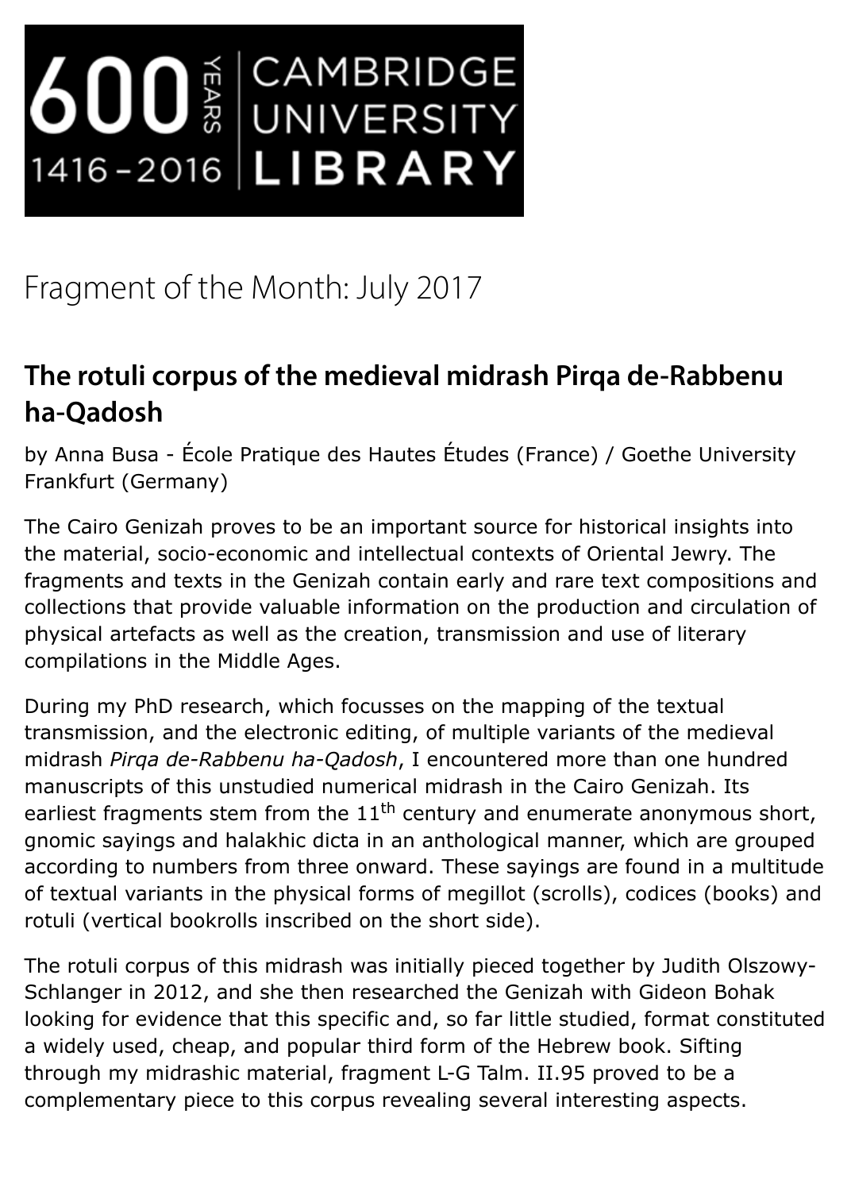600 YEARS 1416-2016 | CAMBRIDGE UNIVERSITY LIBRARY

# Fragment of the Month: July 2017

## The rotuli corpus of the medieval midrash Pirqa de-Rabbenu ha-Qadosh

by Anna Busa - École Pratique des Hautes Études (France) / Goethe University Frankfurt (Germany)

The Cairo Genizah proves to be an important source for historical insights into the material, socio-economic and intellectual contexts of Oriental Jewry. The fragments and texts in the Genizah contain early and rare text compositions and collections that provide valuable information on the production and circulation of physical artefacts as well as the creation, transmission and use of literary compilations in the Middle Ages.

During my PhD research, which focusses on the mapping of the textual transmission, and the electronic editing, of multiple variants of the medieval midrash *Pirqa de-Rabbenu ha-Qadosh*, I encountered more than one hundred manuscripts of this unstudied numerical midrash in the Cairo Genizah. Its earliest fragments stem from the 11th century and enumerate anonymous short, gnomic sayings and halakhic dicta in an anthological manner, which are grouped according to numbers from three onward. These sayings are found in a multitude of textual variants in the physical forms of megillot (scrolls), codices (books) and rotuli (vertical bookrolls inscribed on the short side).

The rotuli corpus of this midrash was initially pieced together by Judith Olszowy-Schlanger in 2012, and she then researched the Genizah with Gideon Bohak looking for evidence that this specific and, so far little studied, format constituted a widely used, cheap, and popular third form of the Hebrew book. Sifting through my midrashic material, fragment L-G Talm. II.95 proved to be a complementary piece to this corpus revealing several interesting aspects.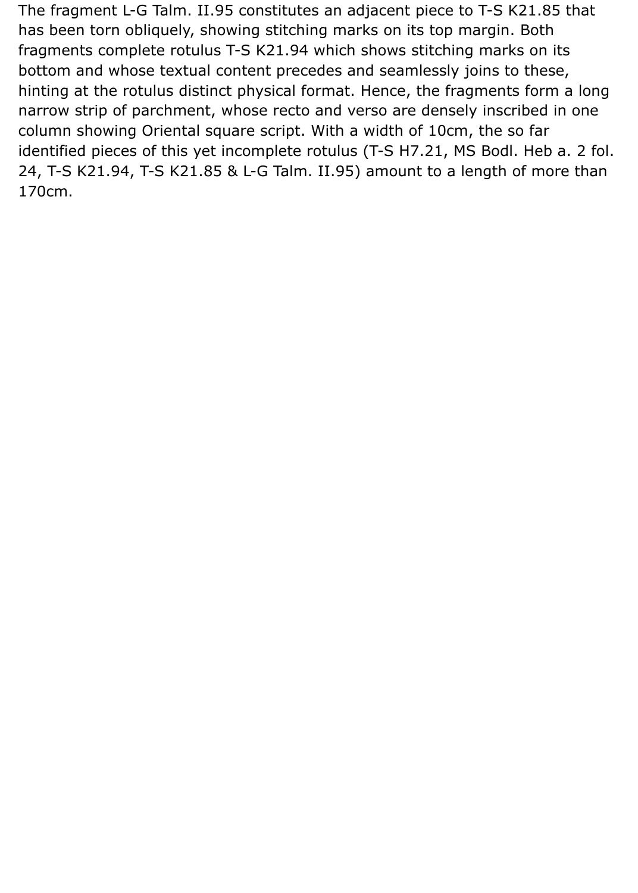The fragment L-G Talm. II.95 constitutes an adjacent piece to T-S K21.85 that has been torn obliquely, showing stitching marks on its top margin. Both fragments complete rotulus T-S K21.94 which shows stitching marks on its bottom and whose textual content precedes and seamlessly joins to these, hinting at the rotulus distinct physical format. Hence, the fragments form a long narrow strip of parchment, whose recto and verso are densely inscribed in one column showing Oriental square script. With a width of 10cm, the so far identified pieces of this yet incomplete rotulus (T-S H7.21, MS Bodl. Heb a. 2 fol. 24, T-S K21.94, T-S K21.85 & L-G Talm. II.95) amount to a length of more than 170cm.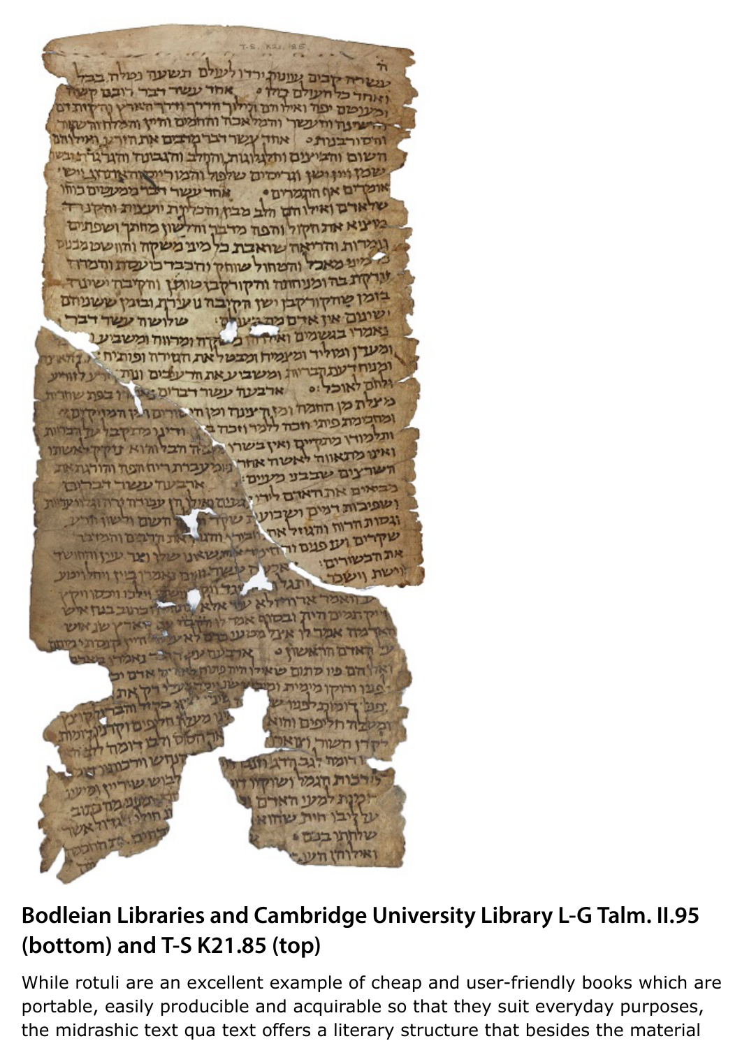**Bodleian Libraries and Cambridge University Library L-G Talm. II.95 (bottom) and T-S K21.85 (top)**

While rotuli are an excellent example of cheap and user-friendly books which are portable, easily producible and acquirable so that they suit everyday purposes, the midrashic text qua text offers a literary structure that besides the material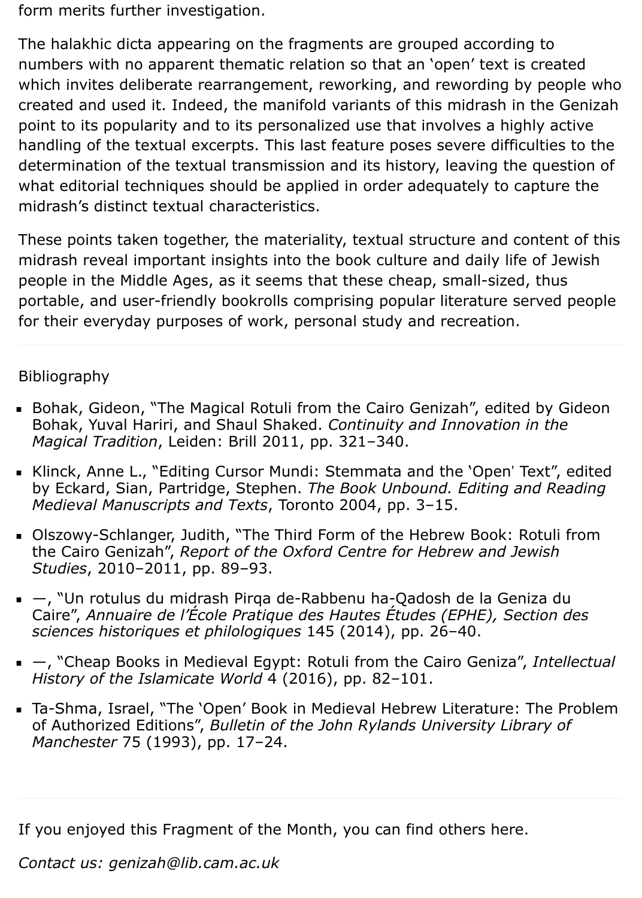form merits further investigation.

The halakhic dicta appearing on the fragments are grouped according to numbers with no apparent thematic relation so that an 'open' text is created which invites deliberate rearrangement, reworking, and rewording by people who created and used it. Indeed, the manifold variants of this midrash in the Genizah point to its popularity and to its personalized use that involves a highly active handling of the textual excerpts. This last feature poses severe difficulties to the determination of the textual transmission and its history, leaving the question of what editorial techniques should be applied in order adequately to capture the midrash's distinct textual characteristics.

These points taken together, the materiality, textual structure and content of this midrash reveal important insights into the book culture and daily life of Jewish people in the Middle Ages, as it seems that these cheap, small-sized, thus portable, and user-friendly bookrolls comprising popular literature served people for their everyday purposes of work, personal study and recreation.

---

Bibliography

- Bohak, Gideon, "The Magical Rotuli from the Cairo Genizah", edited by Gideon Bohak, Yuval Hariri, and Shaul Shaked. *Continuity and Innovation in the Magical Tradition*, Leiden: Brill 2011, pp. 321–340.
- Klinck, Anne L., "Editing Cursor Mundi: Stemmata and the 'Open' Text", edited by Eckard, Sian, Partridge, Stephen. *The Book Unbound. Editing and Reading Medieval Manuscripts and Texts*, Toronto 2004, pp. 3–15.
- Olszowy-Schlanger, Judith, "The Third Form of the Hebrew Book: Rotuli from the Cairo Genizah", *Report of the Oxford Centre for Hebrew and Jewish Studies*, 2010–2011, pp. 89–93.
- —, "Un rotulus du midrash Pirqa de-Rabbenu ha-Qadosh de la Geniza du Caire", *Annuaire de l'École Pratique des Hautes Études (EPHE), Section des sciences historiques et philologiques* 145 (2014), pp. 26–40.
- —, "Cheap Books in Medieval Egypt: Rotuli from the Cairo Geniza", *Intellectual History of the Islamicate World* 4 (2016), pp. 82–101.
- Ta-Shma, Israel, "The 'Open' Book in Medieval Hebrew Literature: The Problem of Authorized Editions", *Bulletin of the John Rylands University Library of Manchester* 75 (1993), pp. 17–24.

---

If you enjoyed this Fragment of the Month, you can find others here.

*Contact us: genizah@lib.cam.ac.uk*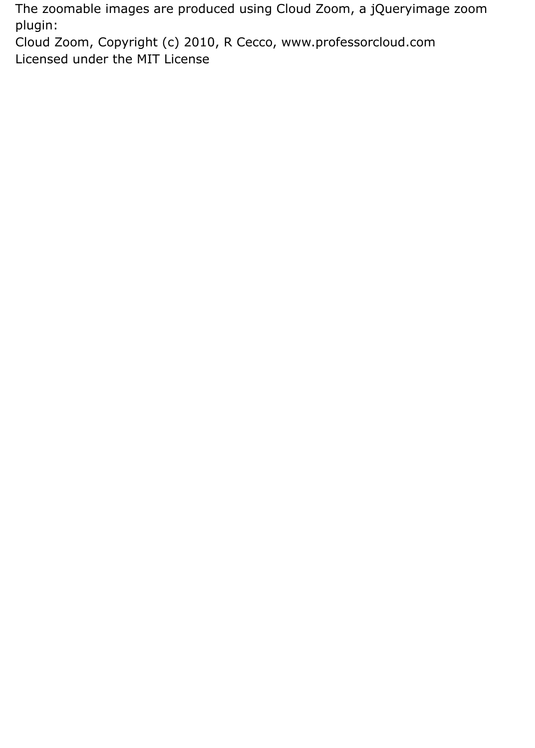The zoomable images are produced using Cloud Zoom, a jQueryimage zoom plugin:
Cloud Zoom, Copyright (c) 2010, R Cecco, www.professorcloud.com
Licensed under the MIT License